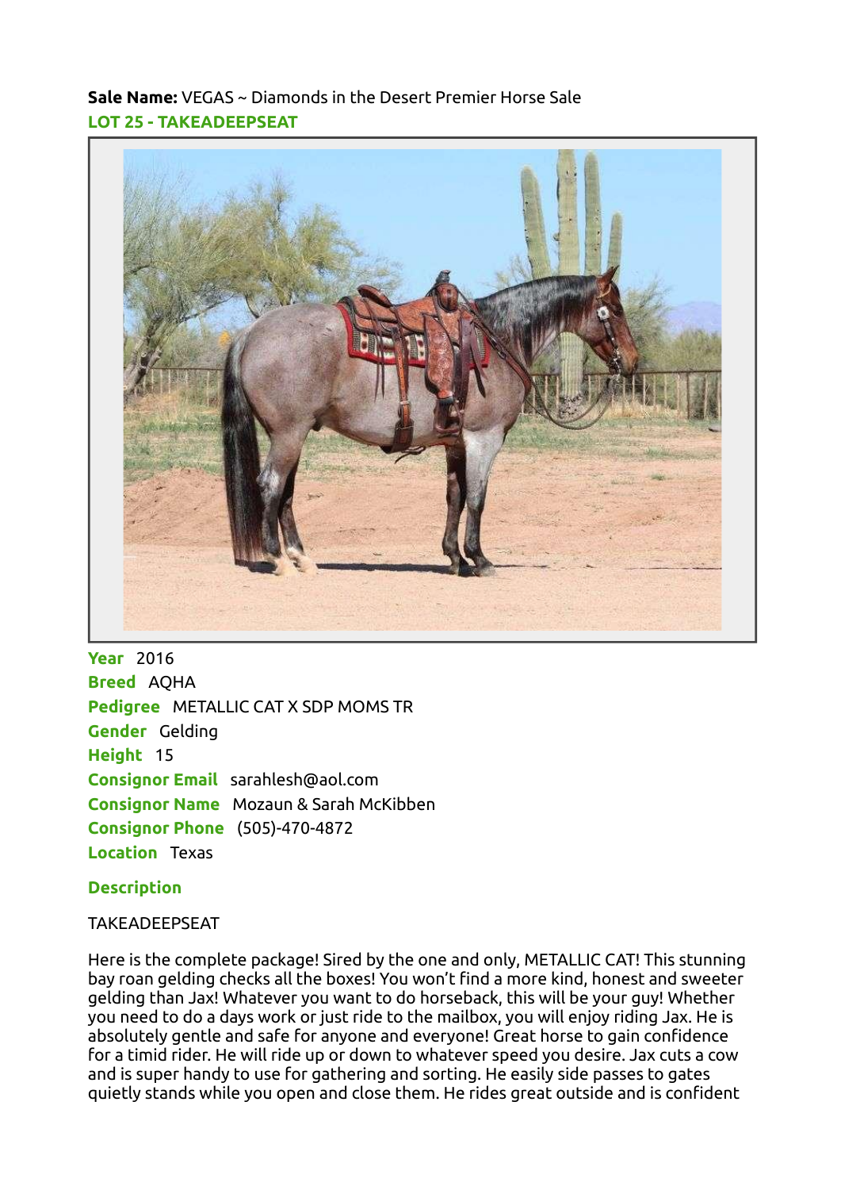**Sale Name:** VEGAS ~ Diamonds in the Desert Premier Horse Sale

## LOT 25 - TAKEADEEPSEAT

**Year** 2016
**Breed** AQHA
**Pedigree** METALLIC CAT X SDP MOMS TR
**Gender** Gelding
**Height** 15
**Consignor Email** sarahlesh@aol.com
**Consignor Name** Mozaun & Sarah McKibben
**Consignor Phone** (505)-470-4872
**Location** Texas

### Description

TAKEADEEPSEAT

Here is the complete package! Sired by the one and only, METALLIC CAT! This stunning bay roan gelding checks all the boxes! You won't find a more kind, honest and sweeter gelding than Jax! Whatever you want to do horseback, this will be your guy! Whether you need to do a days work or just ride to the mailbox, you will enjoy riding Jax. He is absolutely gentle and safe for anyone and everyone! Great horse to gain confidence for a timid rider. He will ride up or down to whatever speed you desire. Jax cuts a cow and is super handy to use for gathering and sorting. He easily side passes to gates quietly stands while you open and close them. He rides great outside and is confident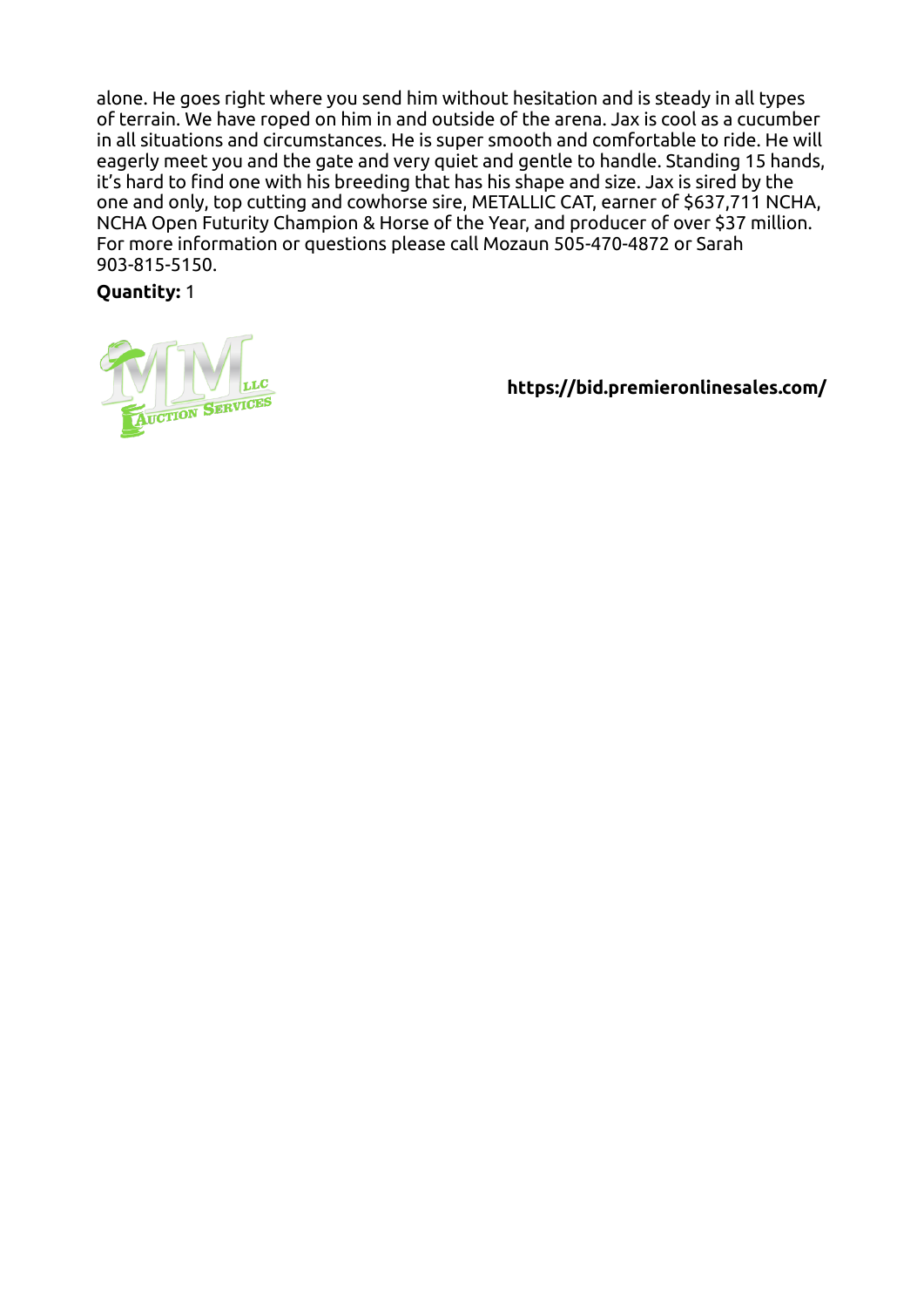alone. He goes right where you send him without hesitation and is steady in all types of terrain. We have roped on him in and outside of the arena. Jax is cool as a cucumber in all situations and circumstances. He is super smooth and comfortable to ride. He will eagerly meet you and the gate and very quiet and gentle to handle. Standing 15 hands, it's hard to find one with his breeding that has his shape and size. Jax is sired by the one and only, top cutting and cowhorse sire, METALLIC CAT, earner of $637,711 NCHA, NCHA Open Futurity Champion & Horse of the Year, and producer of over $37 million. For more information or questions please call Mozaun 505-470-4872 or Sarah 903-815-5150.

**Quantity:** 1

**https://bid.premieronlinesales.com/**